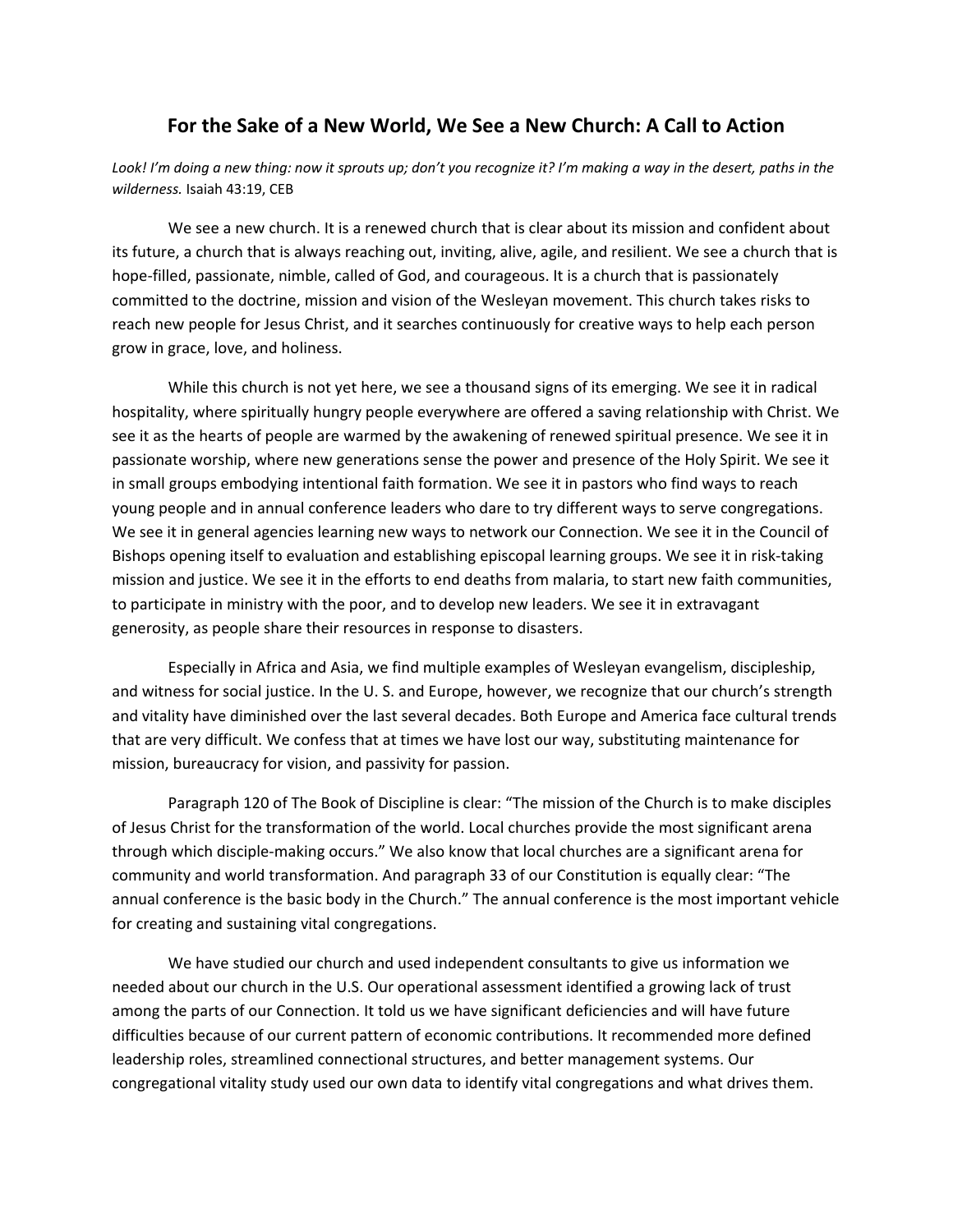# For the Sake of a New World, We See a New Church: A Call to Action

*Look! I'm doing a new thing: now it sprouts up; don't you recognize it? I'm making a way in the desert, paths in the wilderness.* Isaiah 43:19, CEB

We see a new church. It is a renewed church that is clear about its mission and confident about its future, a church that is always reaching out, inviting, alive, agile, and resilient. We see a church that is hope-filled, passionate, nimble, called of God, and courageous. It is a church that is passionately committed to the doctrine, mission and vision of the Wesleyan movement. This church takes risks to reach new people for Jesus Christ, and it searches continuously for creative ways to help each person grow in grace, love, and holiness.

While this church is not yet here, we see a thousand signs of its emerging. We see it in radical hospitality, where spiritually hungry people everywhere are offered a saving relationship with Christ. We see it as the hearts of people are warmed by the awakening of renewed spiritual presence. We see it in passionate worship, where new generations sense the power and presence of the Holy Spirit. We see it in small groups embodying intentional faith formation. We see it in pastors who find ways to reach young people and in annual conference leaders who dare to try different ways to serve congregations. We see it in general agencies learning new ways to network our Connection. We see it in the Council of Bishops opening itself to evaluation and establishing episcopal learning groups. We see it in risk-taking mission and justice. We see it in the efforts to end deaths from malaria, to start new faith communities, to participate in ministry with the poor, and to develop new leaders. We see it in extravagant generosity, as people share their resources in response to disasters.

Especially in Africa and Asia, we find multiple examples of Wesleyan evangelism, discipleship, and witness for social justice. In the U. S. and Europe, however, we recognize that our church's strength and vitality have diminished over the last several decades. Both Europe and America face cultural trends that are very difficult. We confess that at times we have lost our way, substituting maintenance for mission, bureaucracy for vision, and passivity for passion.

Paragraph 120 of The Book of Discipline is clear: "The mission of the Church is to make disciples of Jesus Christ for the transformation of the world. Local churches provide the most significant arena through which disciple-making occurs." We also know that local churches are a significant arena for community and world transformation. And paragraph 33 of our Constitution is equally clear: "The annual conference is the basic body in the Church." The annual conference is the most important vehicle for creating and sustaining vital congregations.

We have studied our church and used independent consultants to give us information we needed about our church in the U.S. Our operational assessment identified a growing lack of trust among the parts of our Connection. It told us we have significant deficiencies and will have future difficulties because of our current pattern of economic contributions. It recommended more defined leadership roles, streamlined connectional structures, and better management systems. Our congregational vitality study used our own data to identify vital congregations and what drives them.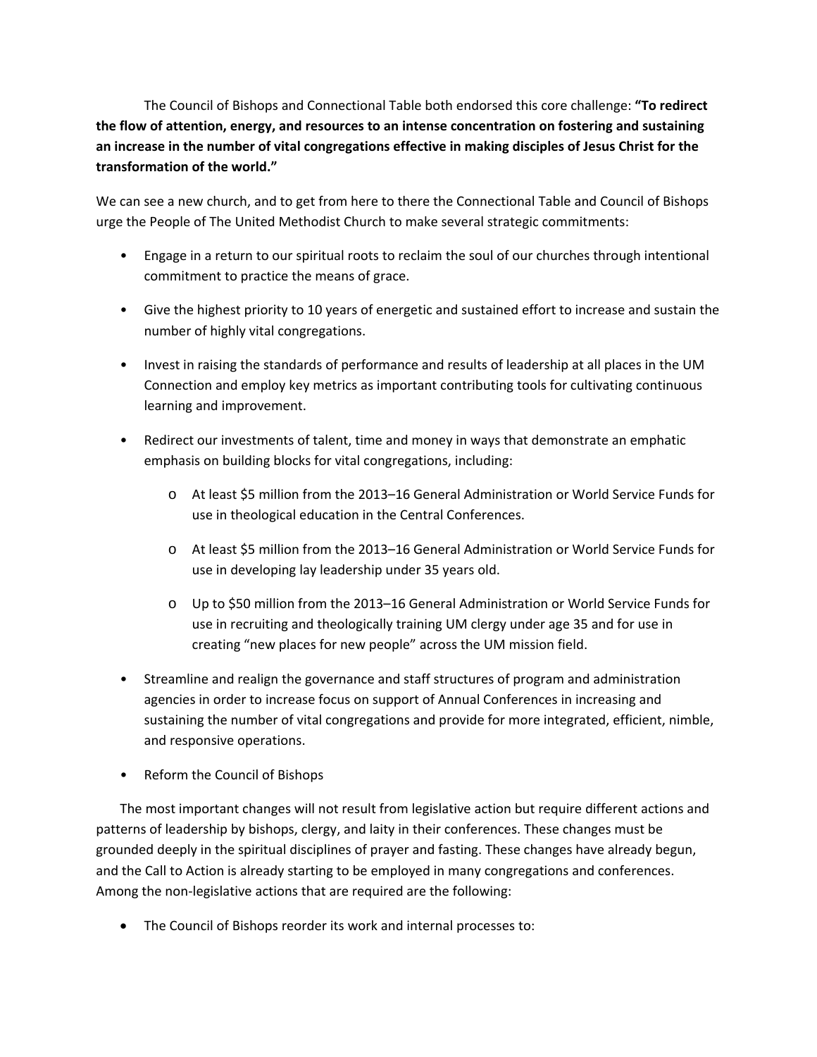The Council of Bishops and Connectional Table both endorsed this core challenge: **"To redirect the flow of attention, energy, and resources to an intense concentration on fostering and sustaining an increase in the number of vital congregations effective in making disciples of Jesus Christ for the transformation of the world."**

We can see a new church, and to get from here to there the Connectional Table and Council of Bishops urge the People of The United Methodist Church to make several strategic commitments:

- Engage in a return to our spiritual roots to reclaim the soul of our churches through intentional commitment to practice the means of grace.
- Give the highest priority to 10 years of energetic and sustained effort to increase and sustain the number of highly vital congregations.
- Invest in raising the standards of performance and results of leadership at all places in the UM Connection and employ key metrics as important contributing tools for cultivating continuous learning and improvement.
- Redirect our investments of talent, time and money in ways that demonstrate an emphatic emphasis on building blocks for vital congregations, including:
  - At least $5 million from the 2013–16 General Administration or World Service Funds for use in theological education in the Central Conferences.
  - At least $5 million from the 2013–16 General Administration or World Service Funds for use in developing lay leadership under 35 years old.
  - Up to $50 million from the 2013–16 General Administration or World Service Funds for use in recruiting and theologically training UM clergy under age 35 and for use in creating "new places for new people" across the UM mission field.
- Streamline and realign the governance and staff structures of program and administration agencies in order to increase focus on support of Annual Conferences in increasing and sustaining the number of vital congregations and provide for more integrated, efficient, nimble, and responsive operations.
- Reform the Council of Bishops

The most important changes will not result from legislative action but require different actions and patterns of leadership by bishops, clergy, and laity in their conferences. These changes must be grounded deeply in the spiritual disciplines of prayer and fasting. These changes have already begun, and the Call to Action is already starting to be employed in many congregations and conferences. Among the non-legislative actions that are required are the following:

- The Council of Bishops reorder its work and internal processes to: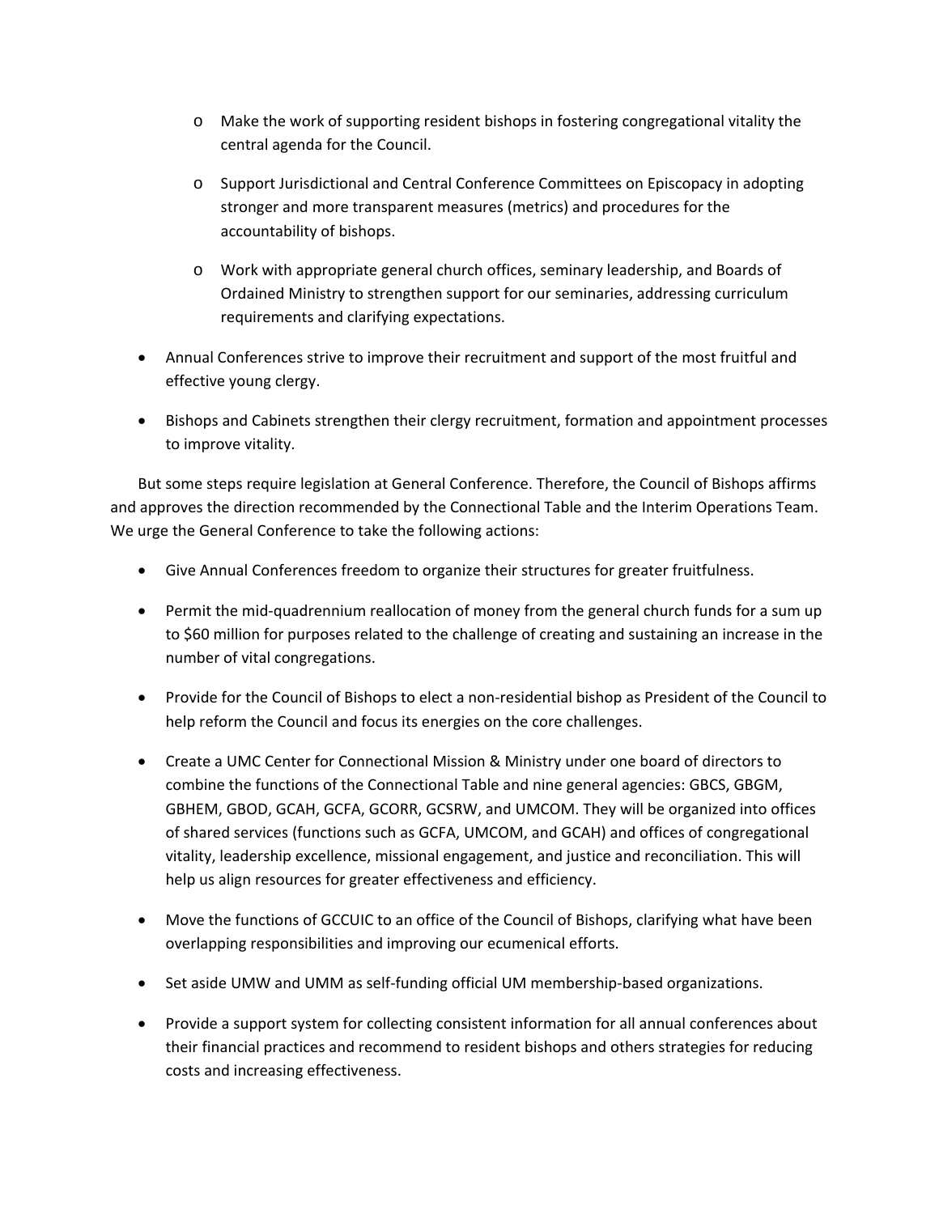- Make the work of supporting resident bishops in fostering congregational vitality the central agenda for the Council.

  - Support Jurisdictional and Central Conference Committees on Episcopacy in adopting stronger and more transparent measures (metrics) and procedures for the accountability of bishops.

  - Work with appropriate general church offices, seminary leadership, and Boards of Ordained Ministry to strengthen support for our seminaries, addressing curriculum requirements and clarifying expectations.

- Annual Conferences strive to improve their recruitment and support of the most fruitful and effective young clergy.

- Bishops and Cabinets strengthen their clergy recruitment, formation and appointment processes to improve vitality.

But some steps require legislation at General Conference. Therefore, the Council of Bishops affirms and approves the direction recommended by the Connectional Table and the Interim Operations Team. We urge the General Conference to take the following actions:

- Give Annual Conferences freedom to organize their structures for greater fruitfulness.

- Permit the mid-quadrennium reallocation of money from the general church funds for a sum up to $60 million for purposes related to the challenge of creating and sustaining an increase in the number of vital congregations.

- Provide for the Council of Bishops to elect a non-residential bishop as President of the Council to help reform the Council and focus its energies on the core challenges.

- Create a UMC Center for Connectional Mission & Ministry under one board of directors to combine the functions of the Connectional Table and nine general agencies: GBCS, GBGM, GBHEM, GBOD, GCAH, GCFA, GCORR, GCSRW, and UMCOM. They will be organized into offices of shared services (functions such as GCFA, UMCOM, and GCAH) and offices of congregational vitality, leadership excellence, missional engagement, and justice and reconciliation. This will help us align resources for greater effectiveness and efficiency.

- Move the functions of GCCUIC to an office of the Council of Bishops, clarifying what have been overlapping responsibilities and improving our ecumenical efforts.

- Set aside UMW and UMM as self-funding official UM membership-based organizations.

- Provide a support system for collecting consistent information for all annual conferences about their financial practices and recommend to resident bishops and others strategies for reducing costs and increasing effectiveness.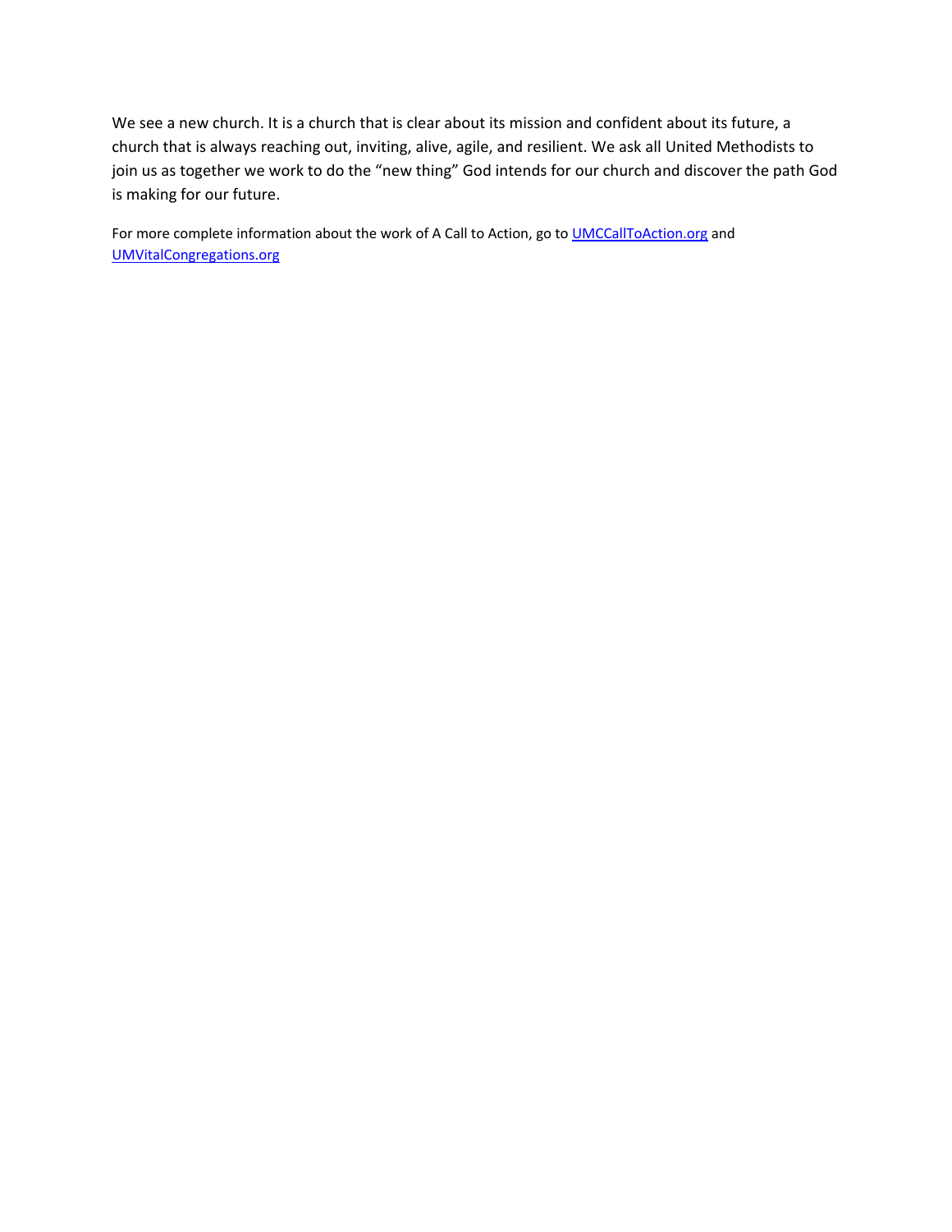We see a new church. It is a church that is clear about its mission and confident about its future, a church that is always reaching out, inviting, alive, agile, and resilient. We ask all United Methodists to join us as together we work to do the "new thing" God intends for our church and discover the path God is making for our future.

For more complete information about the work of A Call to Action, go to [UMCCallToAction.org](http://UMCCallToAction.org) and [UMVitalCongregations.org](http://UMVitalCongregations.org)